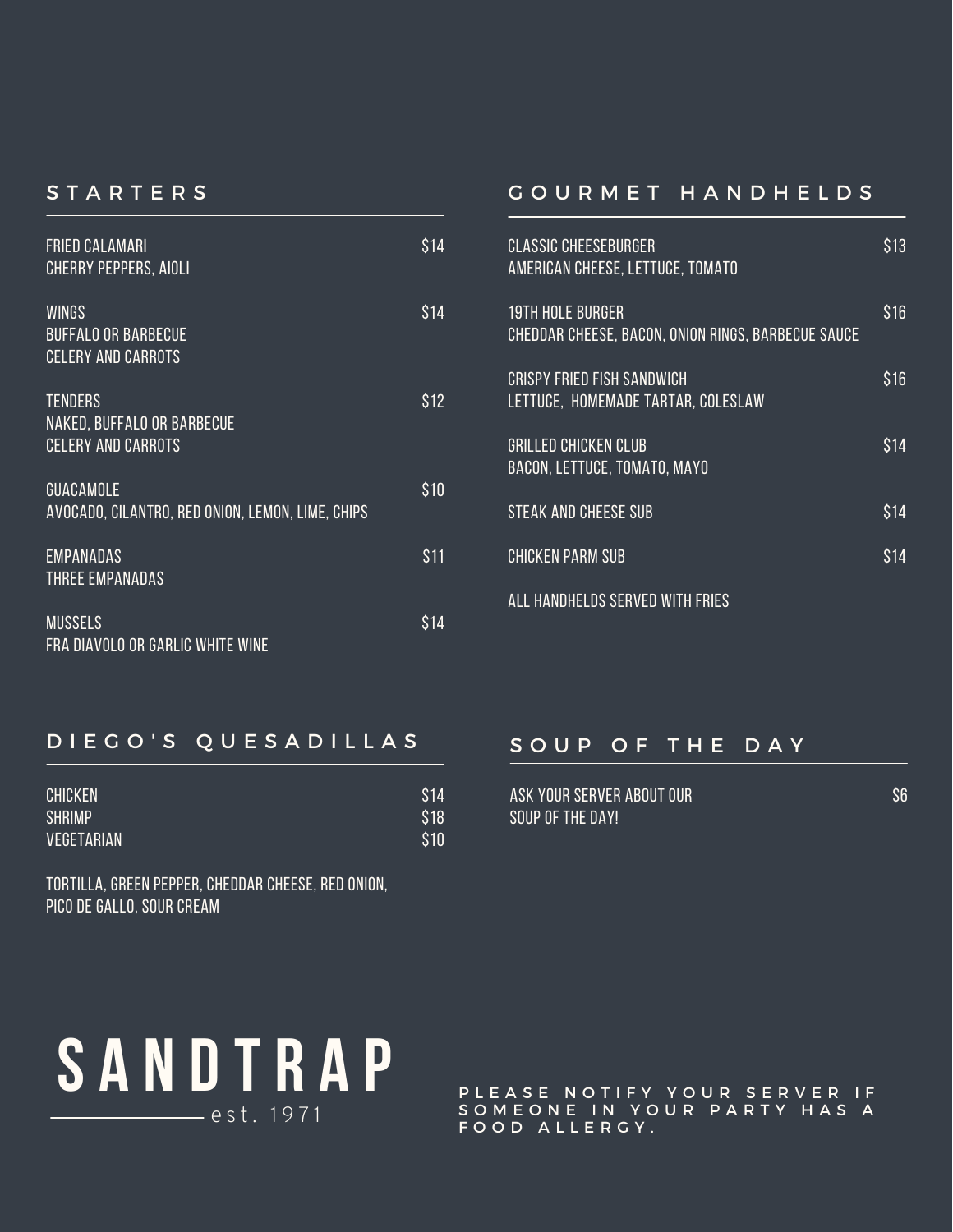## STARTERS

**FRIED CALAMARI** — $14
CHERRY PEPPERS, AIOLI

**WINGS** — $14
BUFFALO OR BARBECUE
CELERY AND CARROTS

**TENDERS** — $12
NAKED, BUFFALO OR BARBECUE
CELERY AND CARROTS

**GUACAMOLE** — $10
AVOCADO, CILANTRO, RED ONION, LEMON, LIME, CHIPS

**EMPANADAS** — $11
THREE EMPANADAS

**MUSSELS** — $14
FRA DIAVOLO OR GARLIC WHITE WINE

## GOURMET HANDHELDS

**CLASSIC CHEESEBURGER** — $13
AMERICAN CHEESE, LETTUCE, TOMATO

**19TH HOLE BURGER** — $16
CHEDDAR CHEESE, BACON, ONION RINGS, BARBECUE SAUCE

**CRISPY FRIED FISH SANDWICH** — $16
LETTUCE, HOMEMADE TARTAR, COLESLAW

**GRILLED CHICKEN CLUB** — $14
BACON, LETTUCE, TOMATO, MAYO

**STEAK AND CHEESE SUB** — $14

**CHICKEN PARM SUB** — $14

ALL HANDHELDS SERVED WITH FRIES

## DIEGO'S QUESADILLAS

| | |
|---|---|
| CHICKEN | $14 |
| SHRIMP | $18 |
| VEGETARIAN | $10 |

TORTILLA, GREEN PEPPER, CHEDDAR CHEESE, RED ONION, PICO DE GALLO, SOUR CREAM

## SOUP OF THE DAY

ASK YOUR SERVER ABOUT OUR SOUP OF THE DAY! — $6

# SANDTRAP

est. 1971

PLEASE NOTIFY YOUR SERVER IF SOMEONE IN YOUR PARTY HAS A FOOD ALLERGY.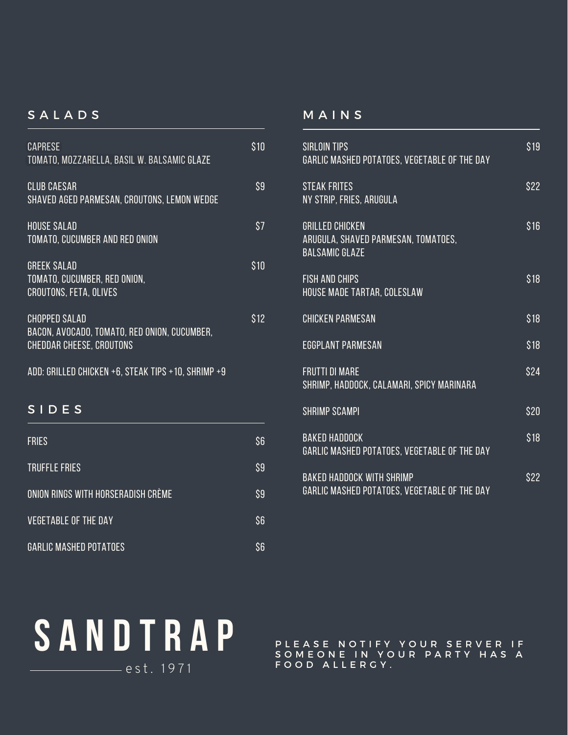## SALADS

**CAPRESE** — $10
TOMATO, MOZZARELLA, BASIL W. BALSAMIC GLAZE

**CLUB CAESAR** — $9
SHAVED AGED PARMESAN, CROUTONS, LEMON WEDGE

**HOUSE SALAD** — $7
TOMATO, CUCUMBER AND RED ONION

**GREEK SALAD** — $10
TOMATO, CUCUMBER, RED ONION, CROUTONS, FETA, OLIVES

**CHOPPED SALAD** — $12
BACON, AVOCADO, TOMATO, RED ONION, CUCUMBER, CHEDDAR CHEESE, CROUTONS

ADD: GRILLED CHICKEN +6, STEAK TIPS +10, SHRIMP +9

## SIDES

| | |
|---|---|
| FRIES | $6 |
| TRUFFLE FRIES | $9 |
| ONION RINGS WITH HORSERADISH CRÈME | $9 |
| VEGETABLE OF THE DAY | $6 |
| GARLIC MASHED POTATOES | $6 |

## MAINS

**SIRLOIN TIPS** — $19
GARLIC MASHED POTATOES, VEGETABLE OF THE DAY

**STEAK FRITES** — $22
NY STRIP, FRIES, ARUGULA

**GRILLED CHICKEN** — $16
ARUGULA, SHAVED PARMESAN, TOMATOES, BALSAMIC GLAZE

**FISH AND CHIPS** — $18
HOUSE MADE TARTAR, COLESLAW

**CHICKEN PARMESAN** — $18

**EGGPLANT PARMESAN** — $18

**FRUTTI DI MARE** — $24
SHRIMP, HADDOCK, CALAMARI, SPICY MARINARA

**SHRIMP SCAMPI** — $20

**BAKED HADDOCK** — $18
GARLIC MASHED POTATOES, VEGETABLE OF THE DAY

**BAKED HADDOCK WITH SHRIMP** — $22
GARLIC MASHED POTATOES, VEGETABLE OF THE DAY

# SANDTRAP

est. 1971

PLEASE NOTIFY YOUR SERVER IF SOMEONE IN YOUR PARTY HAS A FOOD ALLERGY.